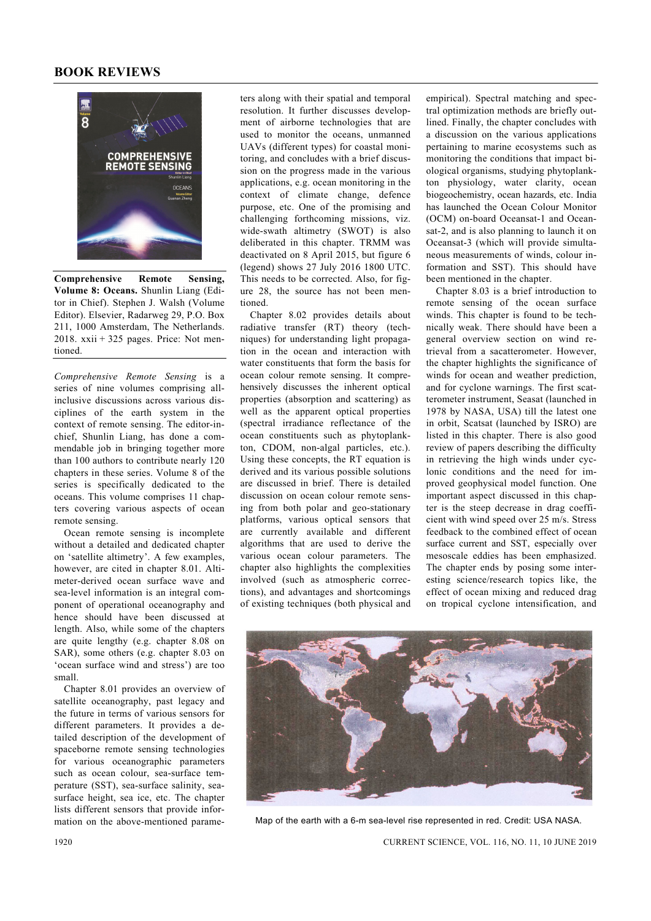# BOOK REVIEWS

**Comprehensive Remote Sensing, Volume 8: Oceans.** Shunlin Liang (Editor in Chief). Stephen J. Walsh (Volume Editor). Elsevier, Radarweg 29, P.O. Box 211, 1000 Amsterdam, The Netherlands. 2018. xxii + 325 pages. Price: Not mentioned.

*Comprehensive Remote Sensing* is a series of nine volumes comprising all-inclusive discussions across various disciplines of the earth system in the context of remote sensing. The editor-in-chief, Shunlin Liang, has done a commendable job in bringing together more than 100 authors to contribute nearly 120 chapters in these series. Volume 8 of the series is specifically dedicated to the oceans. This volume comprises 11 chapters covering various aspects of ocean remote sensing.

Ocean remote sensing is incomplete without a detailed and dedicated chapter on 'satellite altimetry'. A few examples, however, are cited in chapter 8.01. Altimeter-derived ocean surface wave and sea-level information is an integral component of operational oceanography and hence should have been discussed at length. Also, while some of the chapters are quite lengthy (e.g. chapter 8.08 on SAR), some others (e.g. chapter 8.03 on 'ocean surface wind and stress') are too small.

Chapter 8.01 provides an overview of satellite oceanography, past legacy and the future in terms of various sensors for different parameters. It provides a detailed description of the development of spaceborne remote sensing technologies for various oceanographic parameters such as ocean colour, sea-surface temperature (SST), sea-surface salinity, sea-surface height, sea ice, etc. The chapter lists different sensors that provide information on the above-mentioned parameters along with their spatial and temporal resolution. It further discusses development of airborne technologies that are used to monitor the oceans, unmanned UAVs (different types) for coastal monitoring, and concludes with a brief discussion on the progress made in the various applications, e.g. ocean monitoring in the context of climate change, defence purpose, etc. One of the promising and challenging forthcoming missions, viz. wide-swath altimetry (SWOT) is also deliberated in this chapter. TRMM was deactivated on 8 April 2015, but figure 6 (legend) shows 27 July 2016 1800 UTC. This needs to be corrected. Also, for figure 28, the source has not been mentioned.

Chapter 8.02 provides details about radiative transfer (RT) theory (techniques) for understanding light propagation in the ocean and interaction with water constituents that form the basis for ocean colour remote sensing. It comprehensively discusses the inherent optical properties (absorption and scattering) as well as the apparent optical properties (spectral irradiance reflectance of the ocean constituents such as phytoplankton, CDOM, non-algal particles, etc.). Using these concepts, the RT equation is derived and its various possible solutions are discussed in brief. There is detailed discussion on ocean colour remote sensing from both polar and geo-stationary platforms, various optical sensors that are currently available and different algorithms that are used to derive the various ocean colour parameters. The chapter also highlights the complexities involved (such as atmospheric corrections), and advantages and shortcomings of existing techniques (both physical and empirical). Spectral matching and spectral optimization methods are briefly outlined. Finally, the chapter concludes with a discussion on the various applications pertaining to marine ecosystems such as monitoring the conditions that impact biological organisms, studying phytoplankton physiology, water clarity, ocean biogeochemistry, ocean hazards, etc. India has launched the Ocean Colour Monitor (OCM) on-board Oceansat-1 and Oceansat-2, and is also planning to launch it on Oceansat-3 (which will provide simultaneous measurements of winds, colour information and SST). This should have been mentioned in the chapter.

Chapter 8.03 is a brief introduction to remote sensing of the ocean surface winds. This chapter is found to be technically weak. There should have been a general overview section on wind retrieval from a sacatterometer. However, the chapter highlights the significance of winds for ocean and weather prediction, and for cyclone warnings. The first scatterometer instrument, Seasat (launched in 1978 by NASA, USA) till the latest one in orbit, Scatsat (launched by ISRO) are listed in this chapter. There is also good review of papers describing the difficulty in retrieving the high winds under cyclonic conditions and the need for improved geophysical model function. One important aspect discussed in this chapter is the steep decrease in drag coefficient with wind speed over 25 m/s. Stress feedback to the combined effect of ocean surface current and SST, especially over mesoscale eddies has been emphasized. The chapter ends by posing some interesting science/research topics like, the effect of ocean mixing and reduced drag on tropical cyclone intensification, and

Map of the earth with a 6-m sea-level rise represented in red. Credit: USA NASA.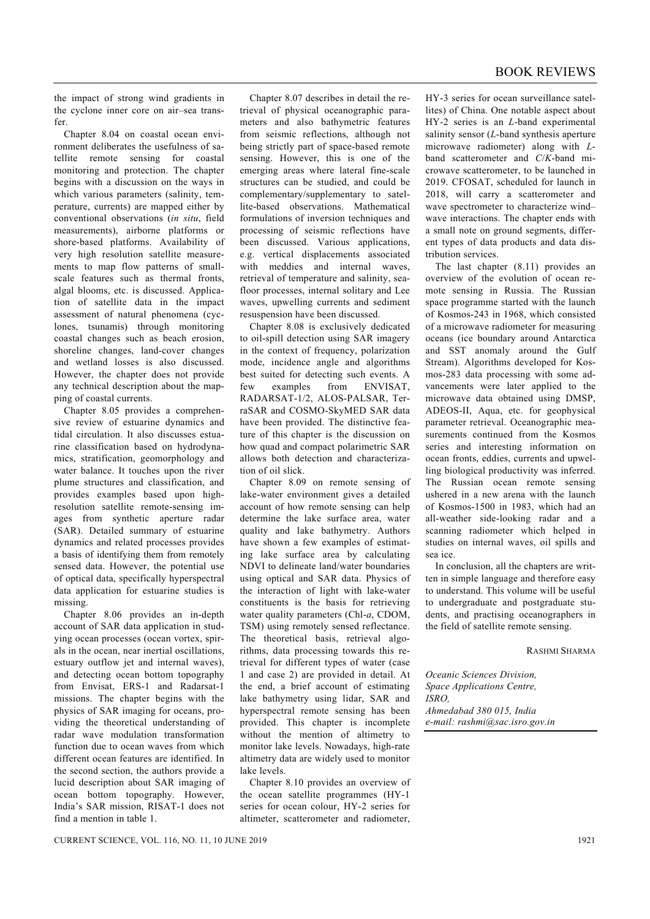the impact of strong wind gradients in the cyclone inner core on air–sea transfer.

Chapter 8.04 on coastal ocean environment deliberates the usefulness of satellite remote sensing for coastal monitoring and protection. The chapter begins with a discussion on the ways in which various parameters (salinity, temperature, currents) are mapped either by conventional observations (*in situ*, field measurements), airborne platforms or shore-based platforms. Availability of very high resolution satellite measurements to map flow patterns of small-scale features such as thermal fronts, algal blooms, etc. is discussed. Application of satellite data in the impact assessment of natural phenomena (cyclones, tsunamis) through monitoring coastal changes such as beach erosion, shoreline changes, land-cover changes and wetland losses is also discussed. However, the chapter does not provide any technical description about the mapping of coastal currents.

Chapter 8.05 provides a comprehensive review of estuarine dynamics and tidal circulation. It also discusses estuarine classification based on hydrodynamics, stratification, geomorphology and water balance. It touches upon the river plume structures and classification, and provides examples based upon high-resolution satellite remote-sensing images from synthetic aperture radar (SAR). Detailed summary of estuarine dynamics and related processes provides a basis of identifying them from remotely sensed data. However, the potential use of optical data, specifically hyperspectral data application for estuarine studies is missing.

Chapter 8.06 provides an in-depth account of SAR data application in studying ocean processes (ocean vortex, spirals in the ocean, near inertial oscillations, estuary outflow jet and internal waves), and detecting ocean bottom topography from Envisat, ERS-1 and Radarsat-1 missions. The chapter begins with the physics of SAR imaging for oceans, providing the theoretical understanding of radar wave modulation transformation function due to ocean waves from which different ocean features are identified. In the second section, the authors provide a lucid description about SAR imaging of ocean bottom topography. However, India's SAR mission, RISAT-1 does not find a mention in table 1.

Chapter 8.07 describes in detail the retrieval of physical oceanographic parameters and also bathymetric features from seismic reflections, although not being strictly part of space-based remote sensing. However, this is one of the emerging areas where lateral fine-scale structures can be studied, and could be complementary/supplementary to satellite-based observations. Mathematical formulations of inversion techniques and processing of seismic reflections have been discussed. Various applications, e.g. vertical displacements associated with meddies and internal waves, retrieval of temperature and salinity, seafloor processes, internal solitary and Lee waves, upwelling currents and sediment resuspension have been discussed.

Chapter 8.08 is exclusively dedicated to oil-spill detection using SAR imagery in the context of frequency, polarization mode, incidence angle and algorithms best suited for detecting such events. A few examples from ENVISAT, RADARSAT-1/2, ALOS-PALSAR, TerraSAR and COSMO-SkyMED SAR data have been provided. The distinctive feature of this chapter is the discussion on how quad and compact polarimetric SAR allows both detection and characterization of oil slick.

Chapter 8.09 on remote sensing of lake-water environment gives a detailed account of how remote sensing can help determine the lake surface area, water quality and lake bathymetry. Authors have shown a few examples of estimating lake surface area by calculating NDVI to delineate land/water boundaries using optical and SAR data. Physics of the interaction of light with lake-water constituents is the basis for retrieving water quality parameters (Chl-*a*, CDOM, TSM) using remotely sensed reflectance. The theoretical basis, retrieval algorithms, data processing towards this retrieval for different types of water (case 1 and case 2) are provided in detail. At the end, a brief account of estimating lake bathymetry using lidar, SAR and hyperspectral remote sensing has been provided. This chapter is incomplete without the mention of altimetry to monitor lake levels. Nowadays, high-rate altimetry data are widely used to monitor lake levels.

Chapter 8.10 provides an overview of the ocean satellite programmes (HY-1 series for ocean colour, HY-2 series for altimeter, scatterometer and radiometer, HY-3 series for ocean surveillance satellites) of China. One notable aspect about HY-2 series is an *L*-band experimental salinity sensor (*L*-band synthesis aperture microwave radiometer) along with *L*-band scatterometer and *C*/*K*-band microwave scatterometer, to be launched in 2019. CFOSAT, scheduled for launch in 2018, will carry a scatterometer and wave spectrometer to characterize wind–wave interactions. The chapter ends with a small note on ground segments, different types of data products and data distribution services.

The last chapter (8.11) provides an overview of the evolution of ocean remote sensing in Russia. The Russian space programme started with the launch of Kosmos-243 in 1968, which consisted of a microwave radiometer for measuring oceans (ice boundary around Antarctica and SST anomaly around the Gulf Stream). Algorithms developed for Kosmos-283 data processing with some advancements were later applied to the microwave data obtained using DMSP, ADEOS-II, Aqua, etc. for geophysical parameter retrieval. Oceanographic measurements continued from the Kosmos series and interesting information on ocean fronts, eddies, currents and upwelling biological productivity was inferred. The Russian ocean remote sensing ushered in a new arena with the launch of Kosmos-1500 in 1983, which had an all-weather side-looking radar and a scanning radiometer which helped in studies on internal waves, oil spills and sea ice.

In conclusion, all the chapters are written in simple language and therefore easy to understand. This volume will be useful to undergraduate and postgraduate students, and practising oceanographers in the field of satellite remote sensing.

RASHMI SHARMA

*Oceanic Sciences Division,*
*Space Applications Centre,*
*ISRO,*
*Ahmedabad 380 015, India*
*e-mail: rashmi@sac.isro.gov.in*